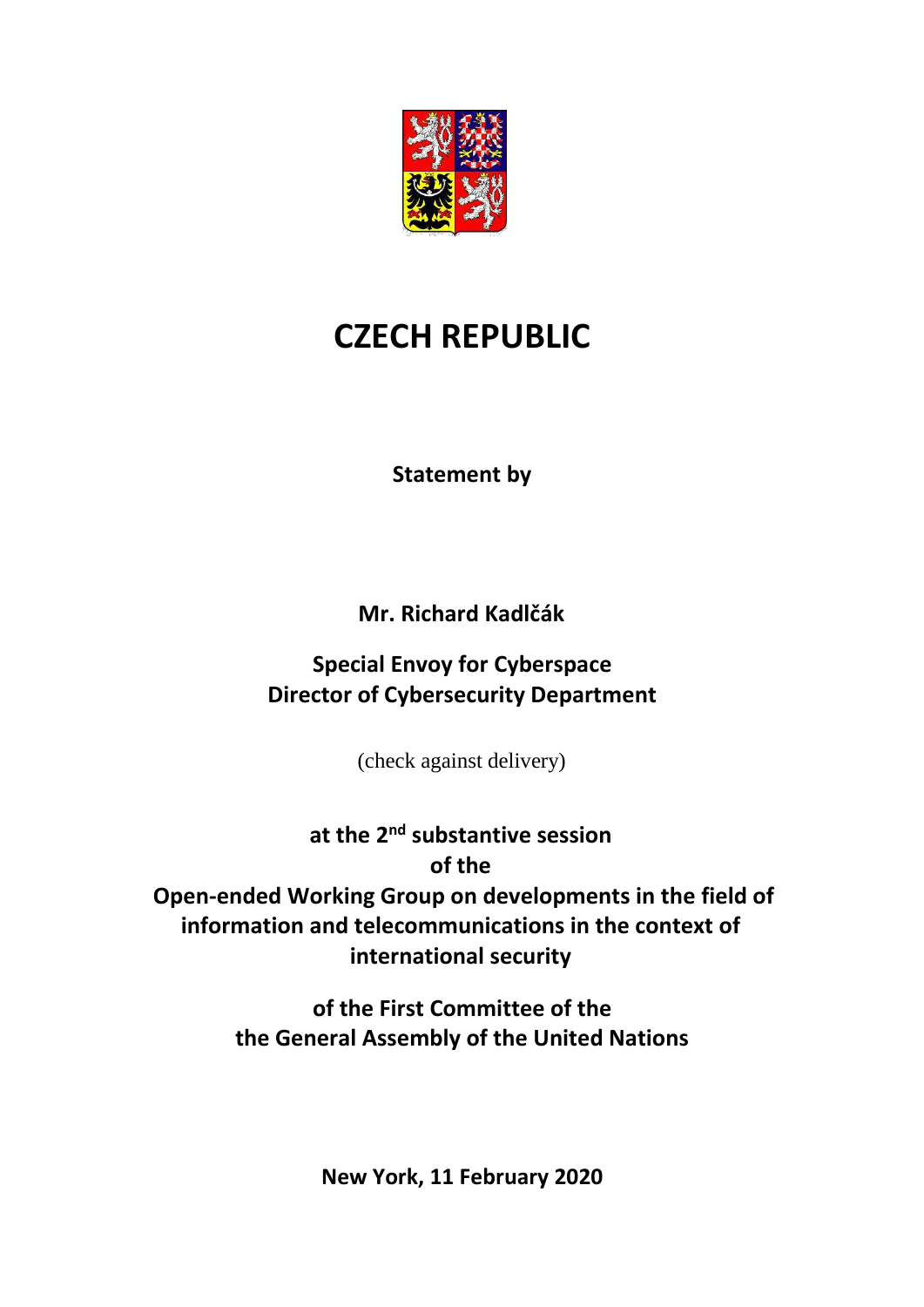# CZECH REPUBLIC

**Statement by**

**Mr. Richard Kadlčák**

**Special Envoy for Cyberspace**
**Director of Cybersecurity Department**

(check against delivery)

**at the 2nd substantive session**
**of the**
**Open-ended Working Group on developments in the field of information and telecommunications in the context of international security**

**of the First Committee of the**
**the General Assembly of the United Nations**

**New York, 11 February 2020**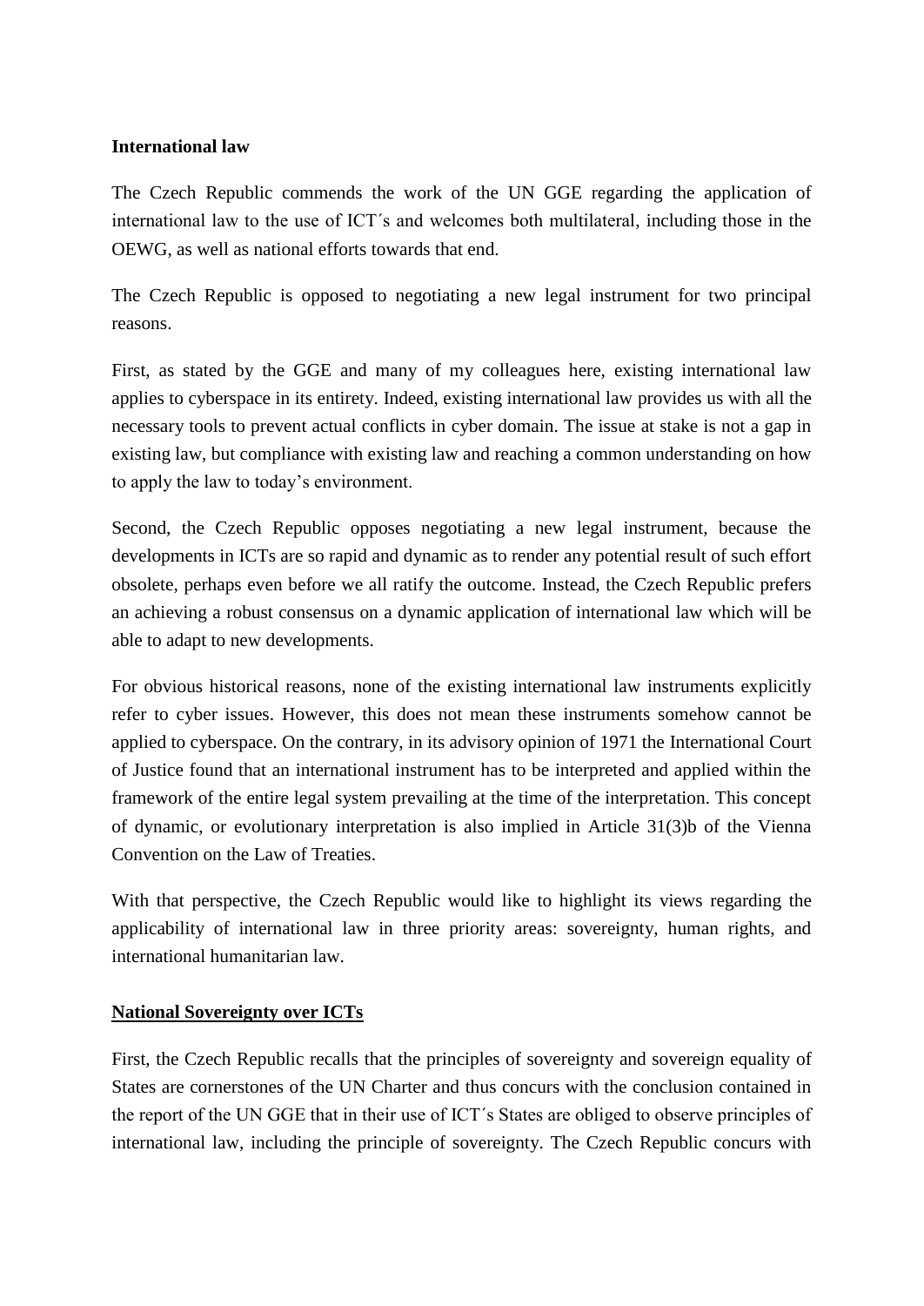**International law**

The Czech Republic commends the work of the UN GGE regarding the application of international law to the use of ICT´s and welcomes both multilateral, including those in the OEWG, as well as national efforts towards that end.

The Czech Republic is opposed to negotiating a new legal instrument for two principal reasons.

First, as stated by the GGE and many of my colleagues here, existing international law applies to cyberspace in its entirety. Indeed, existing international law provides us with all the necessary tools to prevent actual conflicts in cyber domain. The issue at stake is not a gap in existing law, but compliance with existing law and reaching a common understanding on how to apply the law to today's environment.

Second, the Czech Republic opposes negotiating a new legal instrument, because the developments in ICTs are so rapid and dynamic as to render any potential result of such effort obsolete, perhaps even before we all ratify the outcome. Instead, the Czech Republic prefers an achieving a robust consensus on a dynamic application of international law which will be able to adapt to new developments.

For obvious historical reasons, none of the existing international law instruments explicitly refer to cyber issues. However, this does not mean these instruments somehow cannot be applied to cyberspace. On the contrary, in its advisory opinion of 1971 the International Court of Justice found that an international instrument has to be interpreted and applied within the framework of the entire legal system prevailing at the time of the interpretation. This concept of dynamic, or evolutionary interpretation is also implied in Article 31(3)b of the Vienna Convention on the Law of Treaties.

With that perspective, the Czech Republic would like to highlight its views regarding the applicability of international law in three priority areas: sovereignty, human rights, and international humanitarian law.

**National Sovereignty over ICTs**

First, the Czech Republic recalls that the principles of sovereignty and sovereign equality of States are cornerstones of the UN Charter and thus concurs with the conclusion contained in the report of the UN GGE that in their use of ICT´s States are obliged to observe principles of international law, including the principle of sovereignty. The Czech Republic concurs with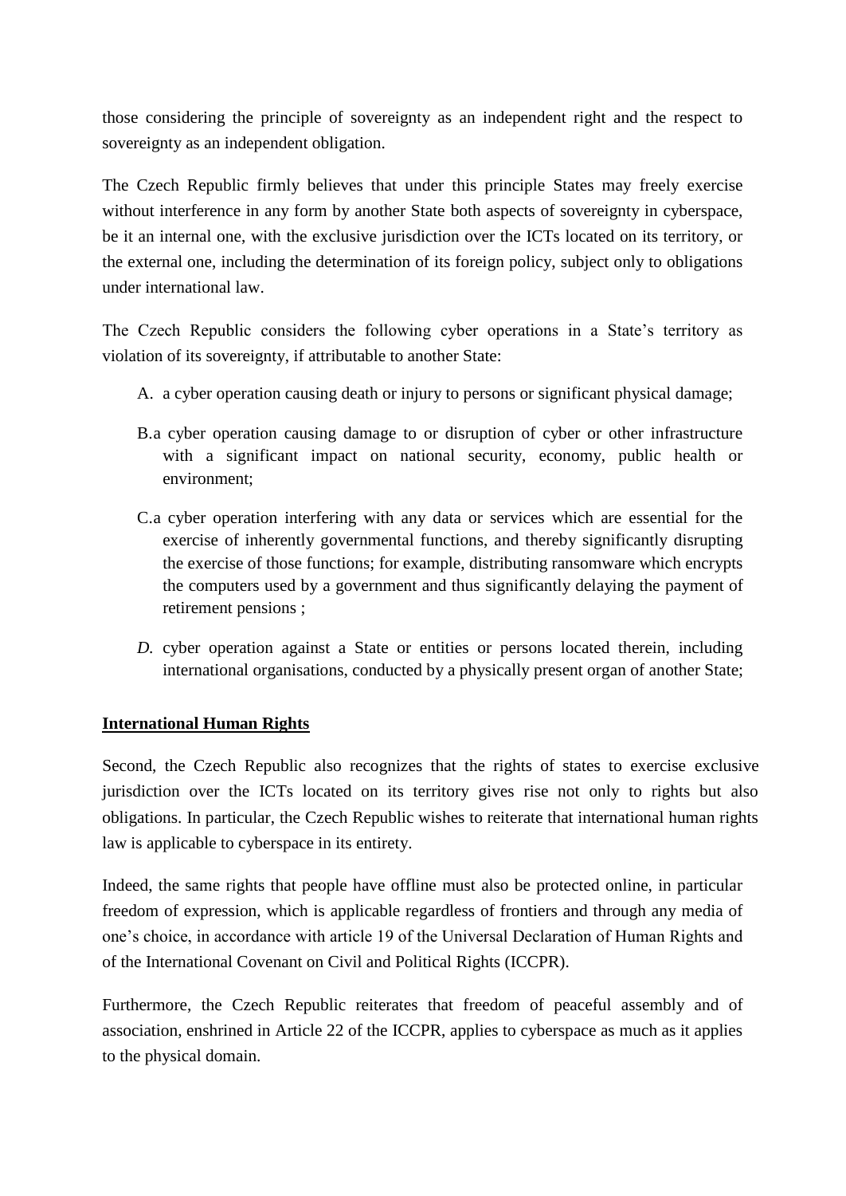those considering the principle of sovereignty as an independent right and the respect to sovereignty as an independent obligation.

The Czech Republic firmly believes that under this principle States may freely exercise without interference in any form by another State both aspects of sovereignty in cyberspace, be it an internal one, with the exclusive jurisdiction over the ICTs located on its territory, or the external one, including the determination of its foreign policy, subject only to obligations under international law.

The Czech Republic considers the following cyber operations in a State's territory as violation of its sovereignty, if attributable to another State:

A. a cyber operation causing death or injury to persons or significant physical damage;

B. a cyber operation causing damage to or disruption of cyber or other infrastructure with a significant impact on national security, economy, public health or environment;

C. a cyber operation interfering with any data or services which are essential for the exercise of inherently governmental functions, and thereby significantly disrupting the exercise of those functions; for example, distributing ransomware which encrypts the computers used by a government and thus significantly delaying the payment of retirement pensions ;

*D.* cyber operation against a State or entities or persons located therein, including international organisations, conducted by a physically present organ of another State;

**International Human Rights**

Second, the Czech Republic also recognizes that the rights of states to exercise exclusive jurisdiction over the ICTs located on its territory gives rise not only to rights but also obligations. In particular, the Czech Republic wishes to reiterate that international human rights law is applicable to cyberspace in its entirety.

Indeed, the same rights that people have offline must also be protected online, in particular freedom of expression, which is applicable regardless of frontiers and through any media of one's choice, in accordance with article 19 of the Universal Declaration of Human Rights and of the International Covenant on Civil and Political Rights (ICCPR).

Furthermore, the Czech Republic reiterates that freedom of peaceful assembly and of association, enshrined in Article 22 of the ICCPR, applies to cyberspace as much as it applies to the physical domain.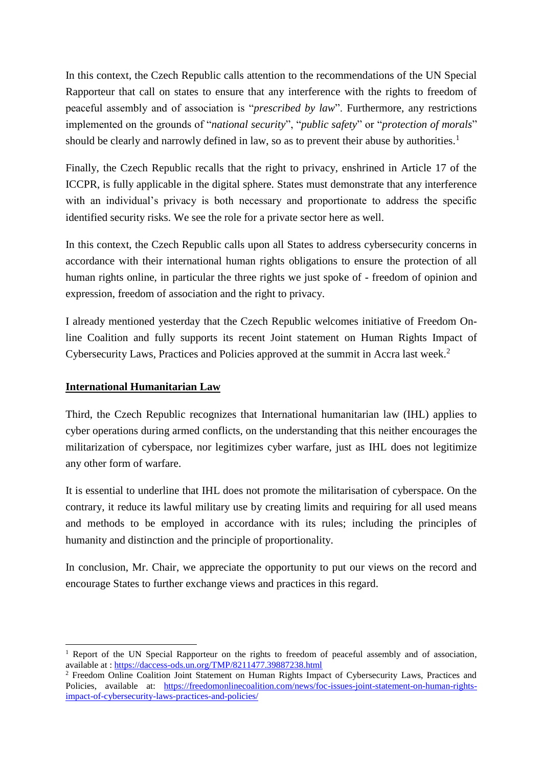In this context, the Czech Republic calls attention to the recommendations of the UN Special Rapporteur that call on states to ensure that any interference with the rights to freedom of peaceful assembly and of association is "*prescribed by law*". Furthermore, any restrictions implemented on the grounds of "*national security*", "*public safety*" or "*protection of morals*" should be clearly and narrowly defined in law, so as to prevent their abuse by authorities.[1]

Finally, the Czech Republic recalls that the right to privacy, enshrined in Article 17 of the ICCPR, is fully applicable in the digital sphere. States must demonstrate that any interference with an individual's privacy is both necessary and proportionate to address the specific identified security risks. We see the role for a private sector here as well.

In this context, the Czech Republic calls upon all States to address cybersecurity concerns in accordance with their international human rights obligations to ensure the protection of all human rights online, in particular the three rights we just spoke of - freedom of opinion and expression, freedom of association and the right to privacy.

I already mentioned yesterday that the Czech Republic welcomes initiative of Freedom On-line Coalition and fully supports its recent Joint statement on Human Rights Impact of Cybersecurity Laws, Practices and Policies approved at the summit in Accra last week.[2]

## International Humanitarian Law

Third, the Czech Republic recognizes that International humanitarian law (IHL) applies to cyber operations during armed conflicts, on the understanding that this neither encourages the militarization of cyberspace, nor legitimizes cyber warfare, just as IHL does not legitimize any other form of warfare.

It is essential to underline that IHL does not promote the militarisation of cyberspace. On the contrary, it reduce its lawful military use by creating limits and requiring for all used means and methods to be employed in accordance with its rules; including the principles of humanity and distinction and the principle of proportionality.

In conclusion, Mr. Chair, we appreciate the opportunity to put our views on the record and encourage States to further exchange views and practices in this regard.

---

[1] Report of the UN Special Rapporteur on the rights to freedom of peaceful assembly and of association, available at : https://daccess-ods.un.org/TMP/8211477.39887238.html

[2] Freedom Online Coalition Joint Statement on Human Rights Impact of Cybersecurity Laws, Practices and Policies, available at: https://freedomonlinecoalition.com/news/foc-issues-joint-statement-on-human-rights-impact-of-cybersecurity-laws-practices-and-policies/